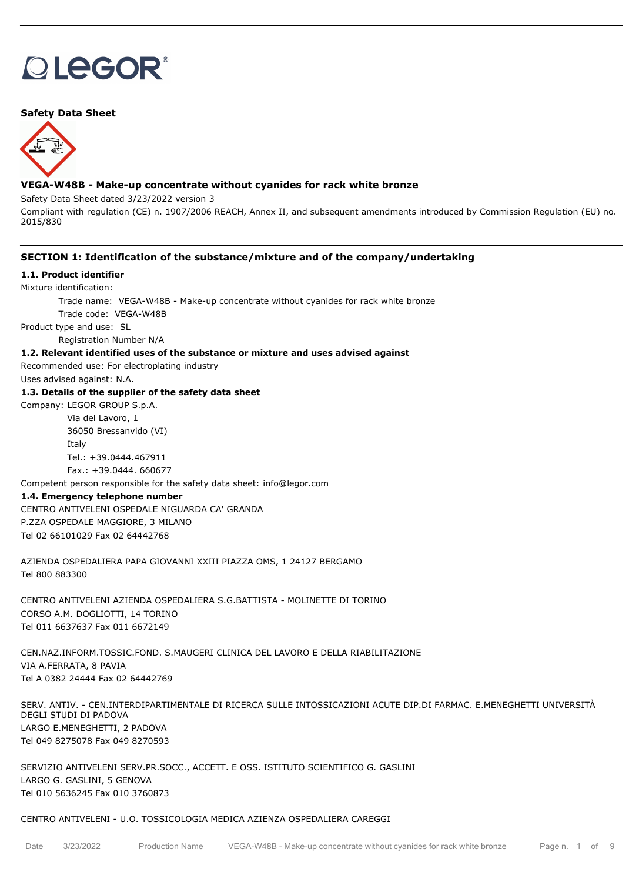**Safety Data Sheet**

## VEGA-W48B - Make-up concentrate without cyanides for rack white bronze

Safety Data Sheet dated 3/23/2022 version 3

Compliant with regulation (CE) n. 1907/2006 REACH, Annex II, and subsequent amendments introduced by Commission Regulation (EU) no. 2015/830

## SECTION 1: Identification of the substance/mixture and of the company/undertaking

### 1.1. Product identifier

Mixture identification:

Trade name: VEGA-W48B - Make-up concentrate without cyanides for rack white bronze

Trade code: VEGA-W48B

Product type and use: SL

Registration Number N/A

### 1.2. Relevant identified uses of the substance or mixture and uses advised against

Recommended use: For electroplating industry

Uses advised against: N.A.

### 1.3. Details of the supplier of the safety data sheet

Company: LEGOR GROUP S.p.A.

Via del Lavoro, 1

36050 Bressanvido (VI)

Italy

Tel.: +39.0444.467911

Fax.: +39.0444. 660677

Competent person responsible for the safety data sheet: info@legor.com

### 1.4. Emergency telephone number

CENTRO ANTIVELENI OSPEDALE NIGUARDA CA' GRANDA
P.ZZA OSPEDALE MAGGIORE, 3 MILANO
Tel 02 66101029 Fax 02 64442768

AZIENDA OSPEDALIERA PAPA GIOVANNI XXIII PIAZZA OMS, 1 24127 BERGAMO
Tel 800 883300

CENTRO ANTIVELENI AZIENDA OSPEDALIERA S.G.BATTISTA - MOLINETTE DI TORINO
CORSO A.M. DOGLIOTTI, 14 TORINO
Tel 011 6637637 Fax 011 6672149

CEN.NAZ.INFORM.TOSSIC.FOND. S.MAUGERI CLINICA DEL LAVORO E DELLA RIABILITAZIONE
VIA A.FERRATA, 8 PAVIA
Tel A 0382 24444 Fax 02 64442769

SERV. ANTIV. - CEN.INTERDIPARTIMENTALE DI RICERCA SULLE INTOSSICAZIONI ACUTE DIP.DI FARMAC. E.MENEGHETTI UNIVERSITÀ DEGLI STUDI DI PADOVA
LARGO E.MENEGHETTI, 2 PADOVA
Tel 049 8275078 Fax 049 8270593

SERVIZIO ANTIVELENI SERV.PR.SOCC., ACCETT. E OSS. ISTITUTO SCIENTIFICO G. GASLINI
LARGO G. GASLINI, 5 GENOVA
Tel 010 5636245 Fax 010 3760873

CENTRO ANTIVELENI - U.O. TOSSICOLOGIA MEDICA AZIENZA OSPEDALIERA CAREGGI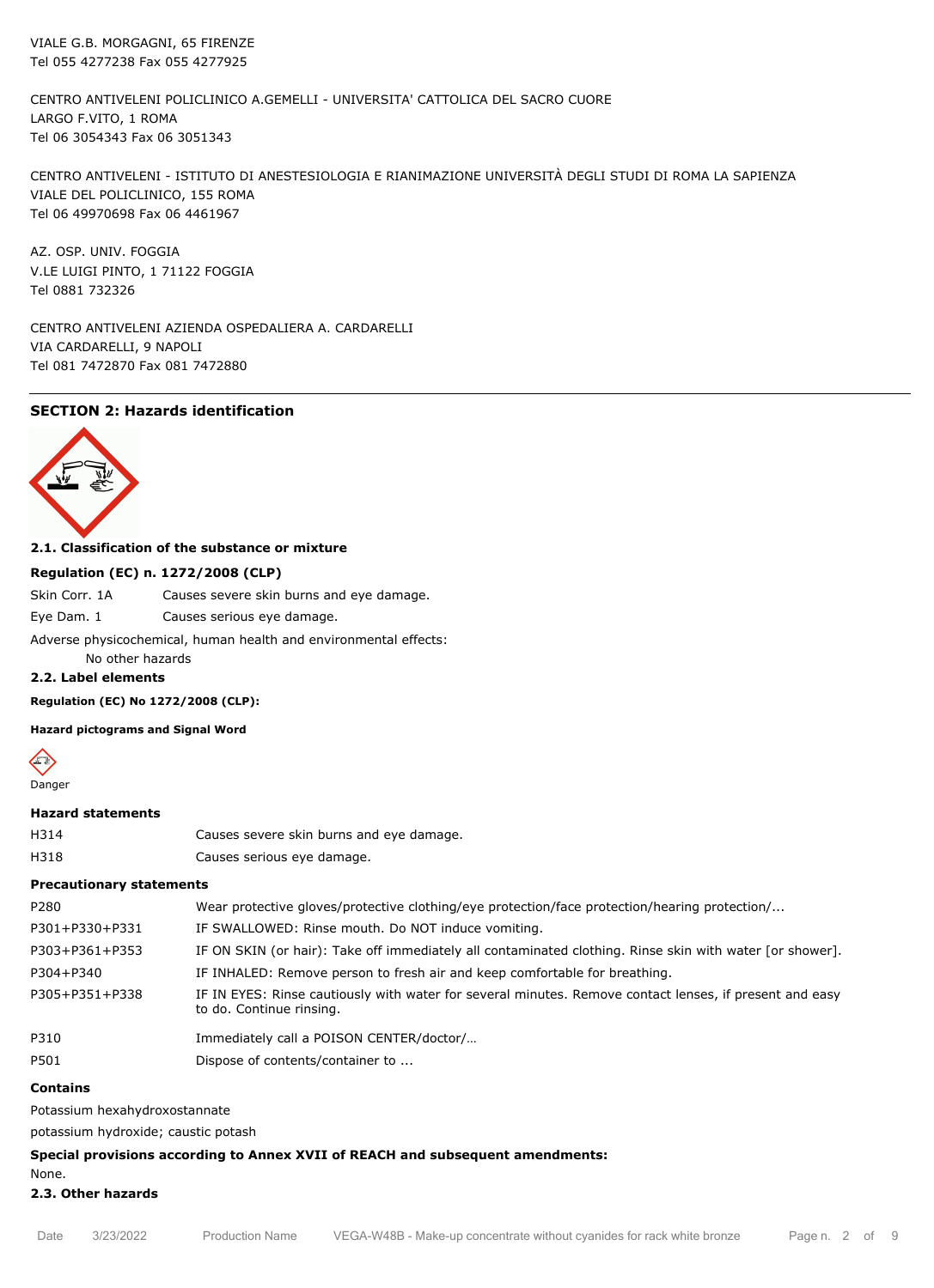VIALE G.B. MORGAGNI, 65 FIRENZE
Tel 055 4277238 Fax 055 4277925

CENTRO ANTIVELENI POLICLINICO A.GEMELLI - UNIVERSITA' CATTOLICA DEL SACRO CUORE
LARGO F.VITO, 1 ROMA
Tel 06 3054343 Fax 06 3051343

CENTRO ANTIVELENI - ISTITUTO DI ANESTESIOLOGIA E RIANIMAZIONE UNIVERSITÀ DEGLI STUDI DI ROMA LA SAPIENZA
VIALE DEL POLICLINICO, 155 ROMA
Tel 06 49970698 Fax 06 4461967

AZ. OSP. UNIV. FOGGIA
V.LE LUIGI PINTO, 1 71122 FOGGIA
Tel 0881 732326

CENTRO ANTIVELENI AZIENDA OSPEDALIERA A. CARDARELLI
VIA CARDARELLI, 9 NAPOLI
Tel 081 7472870 Fax 081 7472880

## SECTION 2: Hazards identification

### 2.1. Classification of the substance or mixture

**Regulation (EC) n. 1272/2008 (CLP)**

| | |
|---|---|
| Skin Corr. 1A | Causes severe skin burns and eye damage. |
| Eye Dam. 1 | Causes serious eye damage. |

Adverse physicochemical, human health and environmental effects:
No other hazards

### 2.2. Label elements

**Regulation (EC) No 1272/2008 (CLP):**

**Hazard pictograms and Signal Word**

Danger

**Hazard statements**

| | |
|---|---|
| H314 | Causes severe skin burns and eye damage. |
| H318 | Causes serious eye damage. |

**Precautionary statements**

| | |
|---|---|
| P280 | Wear protective gloves/protective clothing/eye protection/face protection/hearing protection/... |
| P301+P330+P331 | IF SWALLOWED: Rinse mouth. Do NOT induce vomiting. |
| P303+P361+P353 | IF ON SKIN (or hair): Take off immediately all contaminated clothing. Rinse skin with water [or shower]. |
| P304+P340 | IF INHALED: Remove person to fresh air and keep comfortable for breathing. |
| P305+P351+P338 | IF IN EYES: Rinse cautiously with water for several minutes. Remove contact lenses, if present and easy to do. Continue rinsing. |
| P310 | Immediately call a POISON CENTER/doctor/… |
| P501 | Dispose of contents/container to ... |

**Contains**

Potassium hexahydroxostannate

potassium hydroxide; caustic potash

**Special provisions according to Annex XVII of REACH and subsequent amendments:**

None.

### 2.3. Other hazards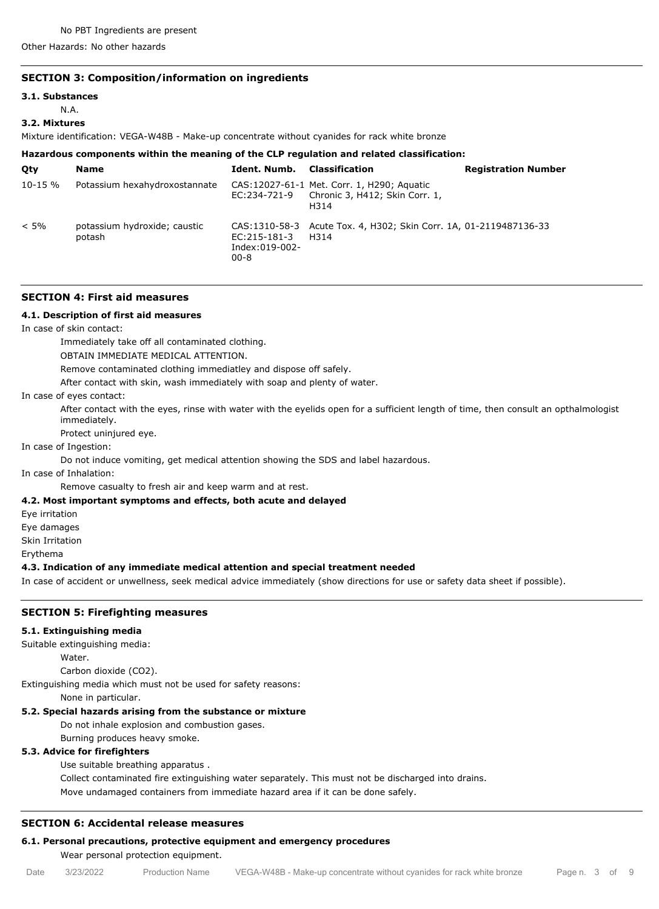No PBT Ingredients are present

Other Hazards: No other hazards

## SECTION 3: Composition/information on ingredients

### 3.1. Substances

N.A.

### 3.2. Mixtures

Mixture identification: VEGA-W48B - Make-up concentrate without cyanides for rack white bronze

**Hazardous components within the meaning of the CLP regulation and related classification:**

| Qty | Name | Ident. Numb. | Classification | Registration Number |
|---|---|---|---|---|
| 10-15 % | Potassium hexahydroxostannate | CAS:12027-61-1 EC:234-721-9 | Met. Corr. 1, H290; Aquatic Chronic 3, H412; Skin Corr. 1, H314 | |
| < 5% | potassium hydroxide; caustic potash | CAS:1310-58-3 EC:215-181-3 Index:019-002-00-8 | Acute Tox. 4, H302; Skin Corr. 1A, H314 | 01-2119487136-33 |

## SECTION 4: First aid measures

### 4.1. Description of first aid measures

In case of skin contact:

Immediately take off all contaminated clothing.

OBTAIN IMMEDIATE MEDICAL ATTENTION.

Remove contaminated clothing immediatley and dispose off safely.

After contact with skin, wash immediately with soap and plenty of water.

In case of eyes contact:

After contact with the eyes, rinse with water with the eyelids open for a sufficient length of time, then consult an opthalmologist immediately.

Protect uninjured eye.

In case of Ingestion:

Do not induce vomiting, get medical attention showing the SDS and label hazardous.

In case of Inhalation:

Remove casualty to fresh air and keep warm and at rest.

### 4.2. Most important symptoms and effects, both acute and delayed

Eye irritation

Eye damages

Skin Irritation

Erythema

### 4.3. Indication of any immediate medical attention and special treatment needed

In case of accident or unwellness, seek medical advice immediately (show directions for use or safety data sheet if possible).

## SECTION 5: Firefighting measures

### 5.1. Extinguishing media

Suitable extinguishing media:

Water.

Carbon dioxide ($CO_2$).

Extinguishing media which must not be used for safety reasons:

None in particular.

### 5.2. Special hazards arising from the substance or mixture

Do not inhale explosion and combustion gases.

Burning produces heavy smoke.

### 5.3. Advice for firefighters

Use suitable breathing apparatus .

Collect contaminated fire extinguishing water separately. This must not be discharged into drains.

Move undamaged containers from immediate hazard area if it can be done safely.

## SECTION 6: Accidental release measures

### 6.1. Personal precautions, protective equipment and emergency procedures

Wear personal protection equipment.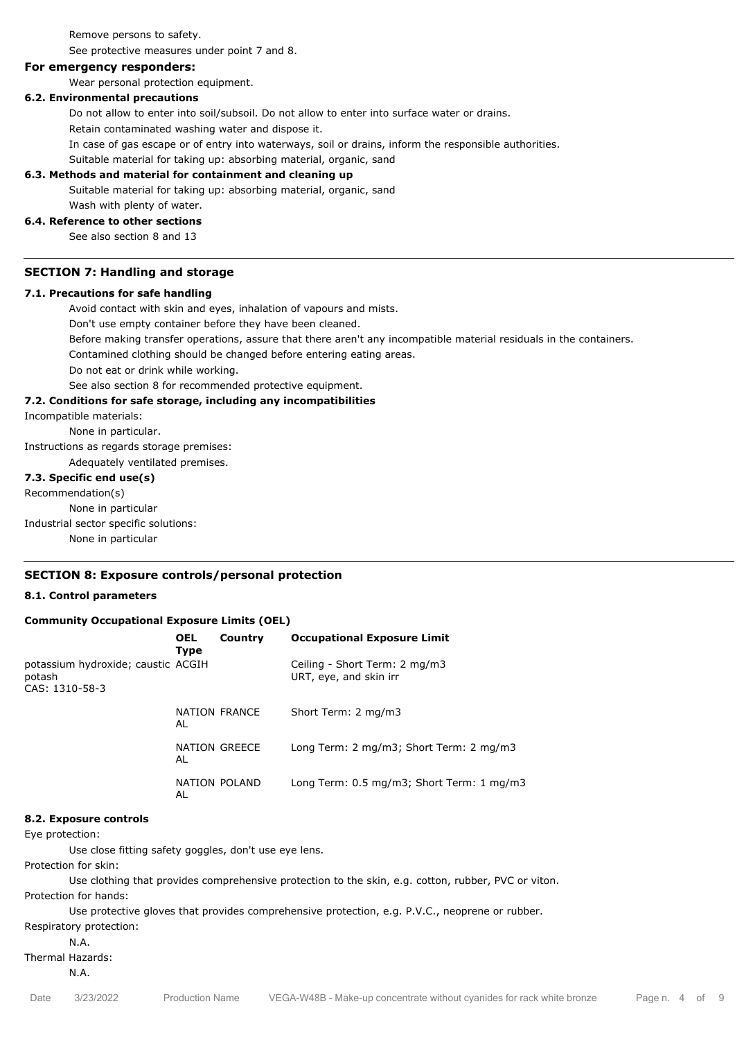Remove persons to safety.

See protective measures under point 7 and 8.

**For emergency responders:**

Wear personal protection equipment.

**6.2. Environmental precautions**

Do not allow to enter into soil/subsoil. Do not allow to enter into surface water or drains.

Retain contaminated washing water and dispose it.

In case of gas escape or of entry into waterways, soil or drains, inform the responsible authorities.

Suitable material for taking up: absorbing material, organic, sand

**6.3. Methods and material for containment and cleaning up**

Suitable material for taking up: absorbing material, organic, sand

Wash with plenty of water.

**6.4. Reference to other sections**

See also section 8 and 13

## SECTION 7: Handling and storage

**7.1. Precautions for safe handling**

Avoid contact with skin and eyes, inhalation of vapours and mists.

Don't use empty container before they have been cleaned.

Before making transfer operations, assure that there aren't any incompatible material residuals in the containers.

Contamined clothing should be changed before entering eating areas.

Do not eat or drink while working.

See also section 8 for recommended protective equipment.

**7.2. Conditions for safe storage, including any incompatibilities**

Incompatible materials:

None in particular.

Instructions as regards storage premises:

Adequately ventilated premises.

**7.3. Specific end use(s)**

Recommendation(s)

None in particular

Industrial sector specific solutions:

None in particular

## SECTION 8: Exposure controls/personal protection

**8.1. Control parameters**

**Community Occupational Exposure Limits (OEL)**

| | OEL Type | Country | Occupational Exposure Limit |
|---|---|---|---|
| potassium hydroxide; caustic potash CAS: 1310-58-3 | ACGIH | | Ceiling - Short Term: 2 mg/m3 URT, eye, and skin irr |
| | NATIONAL | FRANCE | Short Term: 2 mg/m3 |
| | NATIONAL | GREECE | Long Term: 2 mg/m3; Short Term: 2 mg/m3 |
| | NATIONAL | POLAND | Long Term: 0.5 mg/m3; Short Term: 1 mg/m3 |

**8.2. Exposure controls**

Eye protection:

Use close fitting safety goggles, don't use eye lens.

Protection for skin:

Use clothing that provides comprehensive protection to the skin, e.g. cotton, rubber, PVC or viton.

Protection for hands:

Use protective gloves that provides comprehensive protection, e.g. P.V.C., neoprene or rubber.

Respiratory protection:

N.A.

Thermal Hazards:

N.A.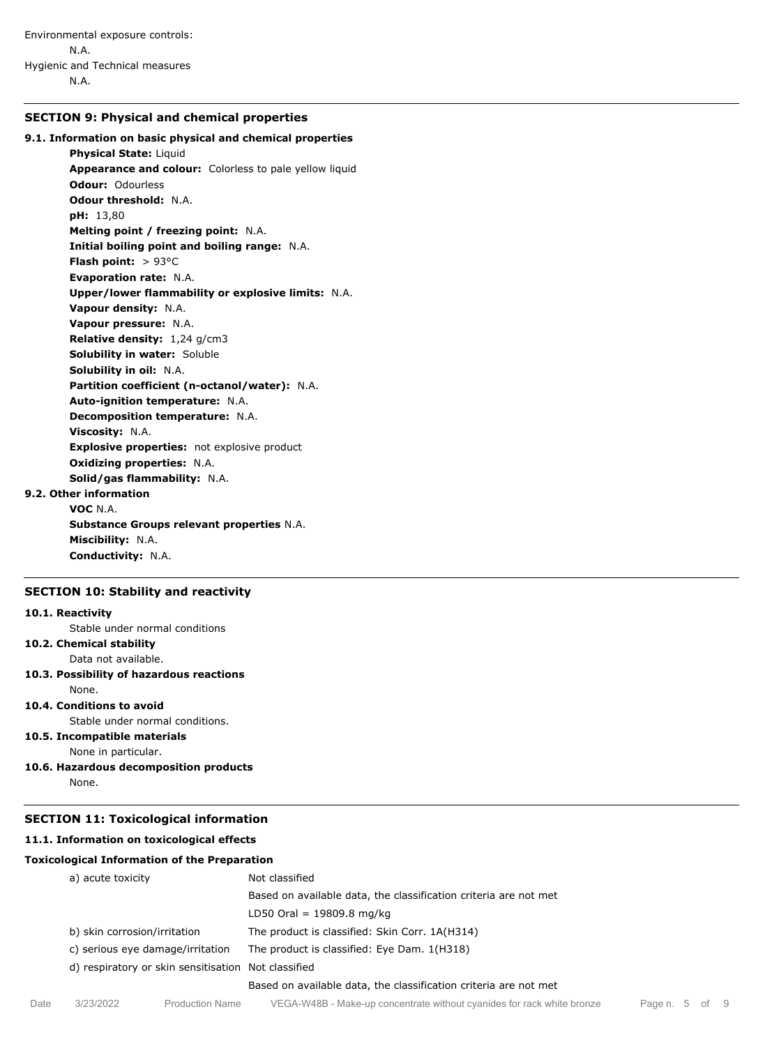Environmental exposure controls:

N.A.

Hygienic and Technical measures

N.A.

## SECTION 9: Physical and chemical properties

### 9.1. Information on basic physical and chemical properties

**Physical State:** Liquid
**Appearance and colour:** Colorless to pale yellow liquid
**Odour:** Odourless
**Odour threshold:** N.A.
**pH:** 13,80
**Melting point / freezing point:** N.A.
**Initial boiling point and boiling range:** N.A.
**Flash point:** > 93°C
**Evaporation rate:** N.A.
**Upper/lower flammability or explosive limits:** N.A.
**Vapour density:** N.A.
**Vapour pressure:** N.A.
**Relative density:** 1,24 g/cm3
**Solubility in water:** Soluble
**Solubility in oil:** N.A.
**Partition coefficient (n-octanol/water):** N.A.
**Auto-ignition temperature:** N.A.
**Decomposition temperature:** N.A.
**Viscosity:** N.A.
**Explosive properties:** not explosive product
**Oxidizing properties:** N.A.
**Solid/gas flammability:** N.A.

### 9.2. Other information

**VOC** N.A.
**Substance Groups relevant properties** N.A.
**Miscibility:** N.A.
**Conductivity:** N.A.

## SECTION 10: Stability and reactivity

**10.1. Reactivity**

Stable under normal conditions

**10.2. Chemical stability**

Data not available.

**10.3. Possibility of hazardous reactions**

None.

**10.4. Conditions to avoid**

Stable under normal conditions.

**10.5. Incompatible materials**

None in particular.

**10.6. Hazardous decomposition products**

None.

## SECTION 11: Toxicological information

### 11.1. Information on toxicological effects

**Toxicological Information of the Preparation**

| | |
|---|---|
| a) acute toxicity | Not classified |
| | Based on available data, the classification criteria are not met |
| | LD50 Oral = 19809.8 mg/kg |
| b) skin corrosion/irritation | The product is classified: Skin Corr. 1A(H314) |
| c) serious eye damage/irritation | The product is classified: Eye Dam. 1(H318) |
| d) respiratory or skin sensitisation | Not classified |
| | Based on available data, the classification criteria are not met |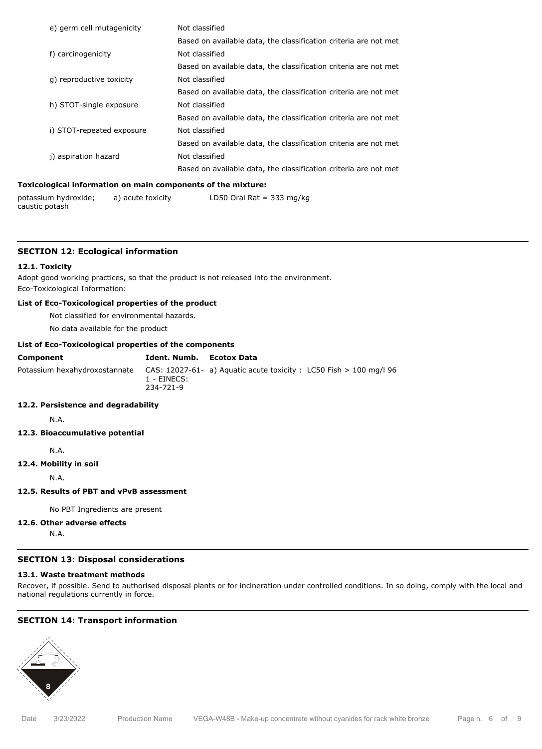| | |
|---|---|
| e) germ cell mutagenicity | Not classified |
| | Based on available data, the classification criteria are not met |
| f) carcinogenicity | Not classified |
| | Based on available data, the classification criteria are not met |
| g) reproductive toxicity | Not classified |
| | Based on available data, the classification criteria are not met |
| h) STOT-single exposure | Not classified |
| | Based on available data, the classification criteria are not met |
| i) STOT-repeated exposure | Not classified |
| | Based on available data, the classification criteria are not met |
| j) aspiration hazard | Not classified |
| | Based on available data, the classification criteria are not met |

**Toxicological information on main components of the mixture:**

| | | |
|---|---|---|
| potassium hydroxide; caustic potash | a) acute toxicity | LD50 Oral Rat = 333 mg/kg |

## SECTION 12: Ecological information

### 12.1. Toxicity

Adopt good working practices, so that the product is not released into the environment.

Eco-Toxicological Information:

**List of Eco-Toxicological properties of the product**

Not classified for environmental hazards.

No data available for the product

**List of Eco-Toxicological properties of the components**

| Component | Ident. Numb. | Ecotox Data |
|---|---|---|
| Potassium hexahydroxostannate | CAS: 12027-61-1 - EINECS: 234-721-9 | a) Aquatic acute toxicity : LC50 Fish > 100 mg/l 96 |

### 12.2. Persistence and degradability

N.A.

### 12.3. Bioaccumulative potential

N.A.

### 12.4. Mobility in soil

N.A.

### 12.5. Results of PBT and vPvB assessment

No PBT Ingredients are present

### 12.6. Other adverse effects

N.A.

## SECTION 13: Disposal considerations

### 13.1. Waste treatment methods

Recover, if possible. Send to authorised disposal plants or for incineration under controlled conditions. In so doing, comply with the local and national regulations currently in force.

## SECTION 14: Transport information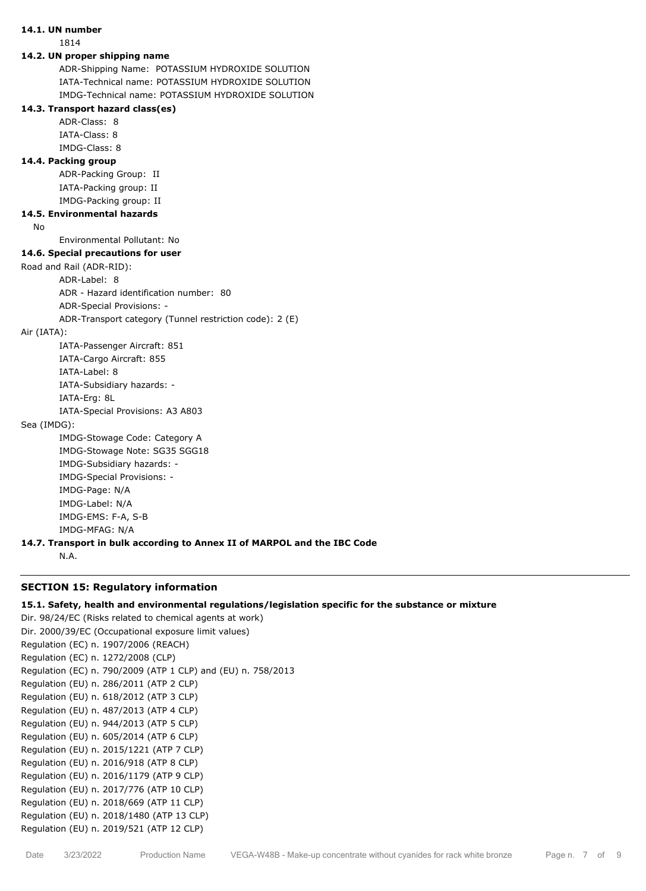**14.1. UN number**

1814

**14.2. UN proper shipping name**

ADR-Shipping Name: POTASSIUM HYDROXIDE SOLUTION
IATA-Technical name: POTASSIUM HYDROXIDE SOLUTION
IMDG-Technical name: POTASSIUM HYDROXIDE SOLUTION

**14.3. Transport hazard class(es)**

ADR-Class: 8
IATA-Class: 8
IMDG-Class: 8

**14.4. Packing group**

ADR-Packing Group: II
IATA-Packing group: II
IMDG-Packing group: II

**14.5. Environmental hazards**

No

Environmental Pollutant: No

**14.6. Special precautions for user**

Road and Rail (ADR-RID):

ADR-Label: 8
ADR - Hazard identification number: 80
ADR-Special Provisions: -
ADR-Transport category (Tunnel restriction code): 2 (E)

Air (IATA):

IATA-Passenger Aircraft: 851
IATA-Cargo Aircraft: 855
IATA-Label: 8
IATA-Subsidiary hazards: -
IATA-Erg: 8L
IATA-Special Provisions: A3 A803

Sea (IMDG):

IMDG-Stowage Code: Category A
IMDG-Stowage Note: SG35 SGG18
IMDG-Subsidiary hazards: -
IMDG-Special Provisions: -
IMDG-Page: N/A
IMDG-Label: N/A
IMDG-EMS: F-A, S-B
IMDG-MFAG: N/A

**14.7. Transport in bulk according to Annex II of MARPOL and the IBC Code**

N.A.

## SECTION 15: Regulatory information

**15.1. Safety, health and environmental regulations/legislation specific for the substance or mixture**

Dir. 98/24/EC (Risks related to chemical agents at work)
Dir. 2000/39/EC (Occupational exposure limit values)
Regulation (EC) n. 1907/2006 (REACH)
Regulation (EC) n. 1272/2008 (CLP)
Regulation (EC) n. 790/2009 (ATP 1 CLP) and (EU) n. 758/2013
Regulation (EU) n. 286/2011 (ATP 2 CLP)
Regulation (EU) n. 618/2012 (ATP 3 CLP)
Regulation (EU) n. 487/2013 (ATP 4 CLP)
Regulation (EU) n. 944/2013 (ATP 5 CLP)
Regulation (EU) n. 605/2014 (ATP 6 CLP)
Regulation (EU) n. 2015/1221 (ATP 7 CLP)
Regulation (EU) n. 2016/918 (ATP 8 CLP)
Regulation (EU) n. 2016/1179 (ATP 9 CLP)
Regulation (EU) n. 2017/776 (ATP 10 CLP)
Regulation (EU) n. 2018/669 (ATP 11 CLP)
Regulation (EU) n. 2018/1480 (ATP 13 CLP)
Regulation (EU) n. 2019/521 (ATP 12 CLP)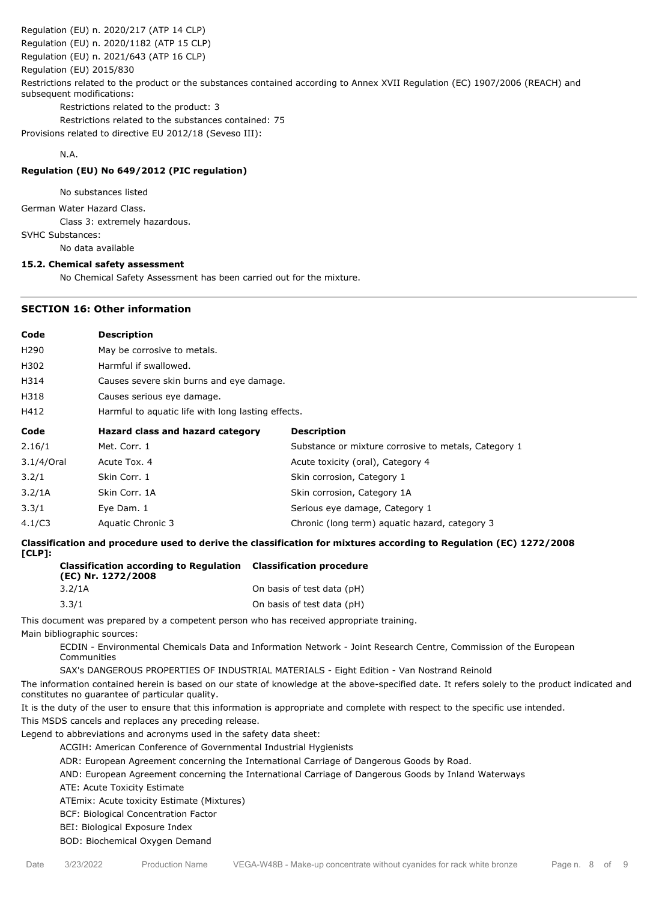Regulation (EU) n. 2020/217 (ATP 14 CLP)
Regulation (EU) n. 2020/1182 (ATP 15 CLP)
Regulation (EU) n. 2021/643 (ATP 16 CLP)
Regulation (EU) 2015/830

Restrictions related to the product or the substances contained according to Annex XVII Regulation (EC) 1907/2006 (REACH) and subsequent modifications:

Restrictions related to the product: 3

Restrictions related to the substances contained: 75

Provisions related to directive EU 2012/18 (Seveso III):

N.A.

**Regulation (EU) No 649/2012 (PIC regulation)**

No substances listed

German Water Hazard Class.

Class 3: extremely hazardous.

SVHC Substances:

No data available

**15.2. Chemical safety assessment**

No Chemical Safety Assessment has been carried out for the mixture.

---

## SECTION 16: Other information

| Code | Description |
|---|---|
| H290 | May be corrosive to metals. |
| H302 | Harmful if swallowed. |
| H314 | Causes severe skin burns and eye damage. |
| H318 | Causes serious eye damage. |
| H412 | Harmful to aquatic life with long lasting effects. |

| Code | Hazard class and hazard category | Description |
|---|---|---|
| 2.16/1 | Met. Corr. 1 | Substance or mixture corrosive to metals, Category 1 |
| 3.1/4/Oral | Acute Tox. 4 | Acute toxicity (oral), Category 4 |
| 3.2/1 | Skin Corr. 1 | Skin corrosion, Category 1 |
| 3.2/1A | Skin Corr. 1A | Skin corrosion, Category 1A |
| 3.3/1 | Eye Dam. 1 | Serious eye damage, Category 1 |
| 4.1/C3 | Aquatic Chronic 3 | Chronic (long term) aquatic hazard, category 3 |

**Classification and procedure used to derive the classification for mixtures according to Regulation (EC) 1272/2008 [CLP]:**

| Classification according to Regulation (EC) Nr. 1272/2008 | Classification procedure |
|---|---|
| 3.2/1A | On basis of test data (pH) |
| 3.3/1 | On basis of test data (pH) |

This document was prepared by a competent person who has received appropriate training.

Main bibliographic sources:

ECDIN - Environmental Chemicals Data and Information Network - Joint Research Centre, Commission of the European Communities

SAX's DANGEROUS PROPERTIES OF INDUSTRIAL MATERIALS - Eight Edition - Van Nostrand Reinold

The information contained herein is based on our state of knowledge at the above-specified date. It refers solely to the product indicated and constitutes no guarantee of particular quality.

It is the duty of the user to ensure that this information is appropriate and complete with respect to the specific use intended.

This MSDS cancels and replaces any preceding release.

Legend to abbreviations and acronyms used in the safety data sheet:

ACGIH: American Conference of Governmental Industrial Hygienists

ADR: European Agreement concerning the International Carriage of Dangerous Goods by Road.

AND: European Agreement concerning the International Carriage of Dangerous Goods by Inland Waterways

ATE: Acute Toxicity Estimate

ATEmix: Acute toxicity Estimate (Mixtures)

BCF: Biological Concentration Factor

BEI: Biological Exposure Index

BOD: Biochemical Oxygen Demand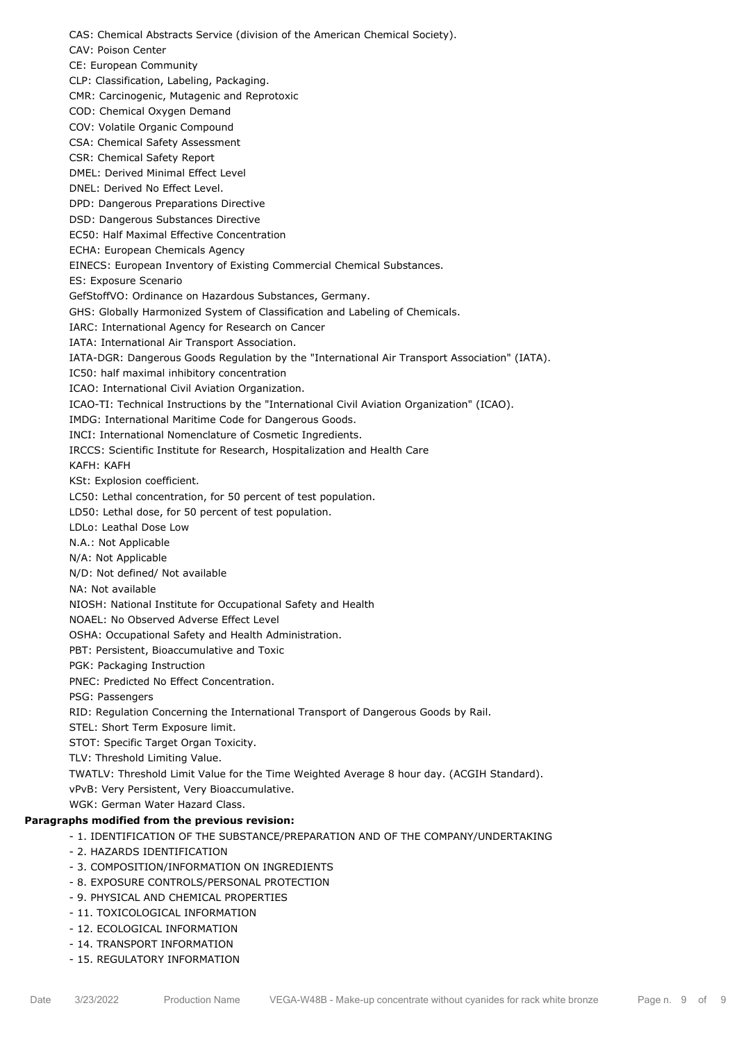CAS: Chemical Abstracts Service (division of the American Chemical Society).
CAV: Poison Center
CE: European Community
CLP: Classification, Labeling, Packaging.
CMR: Carcinogenic, Mutagenic and Reprotoxic
COD: Chemical Oxygen Demand
COV: Volatile Organic Compound
CSA: Chemical Safety Assessment
CSR: Chemical Safety Report
DMEL: Derived Minimal Effect Level
DNEL: Derived No Effect Level.
DPD: Dangerous Preparations Directive
DSD: Dangerous Substances Directive
EC50: Half Maximal Effective Concentration
ECHA: European Chemicals Agency
EINECS: European Inventory of Existing Commercial Chemical Substances.
ES: Exposure Scenario
GefStoffVO: Ordinance on Hazardous Substances, Germany.
GHS: Globally Harmonized System of Classification and Labeling of Chemicals.
IARC: International Agency for Research on Cancer
IATA: International Air Transport Association.
IATA-DGR: Dangerous Goods Regulation by the "International Air Transport Association" (IATA).
IC50: half maximal inhibitory concentration
ICAO: International Civil Aviation Organization.
ICAO-TI: Technical Instructions by the "International Civil Aviation Organization" (ICAO).
IMDG: International Maritime Code for Dangerous Goods.
INCI: International Nomenclature of Cosmetic Ingredients.
IRCCS: Scientific Institute for Research, Hospitalization and Health Care
KAFH: KAFH
KSt: Explosion coefficient.
LC50: Lethal concentration, for 50 percent of test population.
LD50: Lethal dose, for 50 percent of test population.
LDLo: Leathal Dose Low
N.A.: Not Applicable
N/A: Not Applicable
N/D: Not defined/ Not available
NA: Not available
NIOSH: National Institute for Occupational Safety and Health
NOAEL: No Observed Adverse Effect Level
OSHA: Occupational Safety and Health Administration.
PBT: Persistent, Bioaccumulative and Toxic
PGK: Packaging Instruction
PNEC: Predicted No Effect Concentration.
PSG: Passengers
RID: Regulation Concerning the International Transport of Dangerous Goods by Rail.
STEL: Short Term Exposure limit.
STOT: Specific Target Organ Toxicity.
TLV: Threshold Limiting Value.
TWATLV: Threshold Limit Value for the Time Weighted Average 8 hour day. (ACGIH Standard).
vPvB: Very Persistent, Very Bioaccumulative.
WGK: German Water Hazard Class.

**Paragraphs modified from the previous revision:**

- 1. IDENTIFICATION OF THE SUBSTANCE/PREPARATION AND OF THE COMPANY/UNDERTAKING
- 2. HAZARDS IDENTIFICATION
- 3. COMPOSITION/INFORMATION ON INGREDIENTS
- 8. EXPOSURE CONTROLS/PERSONAL PROTECTION
- 9. PHYSICAL AND CHEMICAL PROPERTIES
- 11. TOXICOLOGICAL INFORMATION
- 12. ECOLOGICAL INFORMATION
- 14. TRANSPORT INFORMATION
- 15. REGULATORY INFORMATION